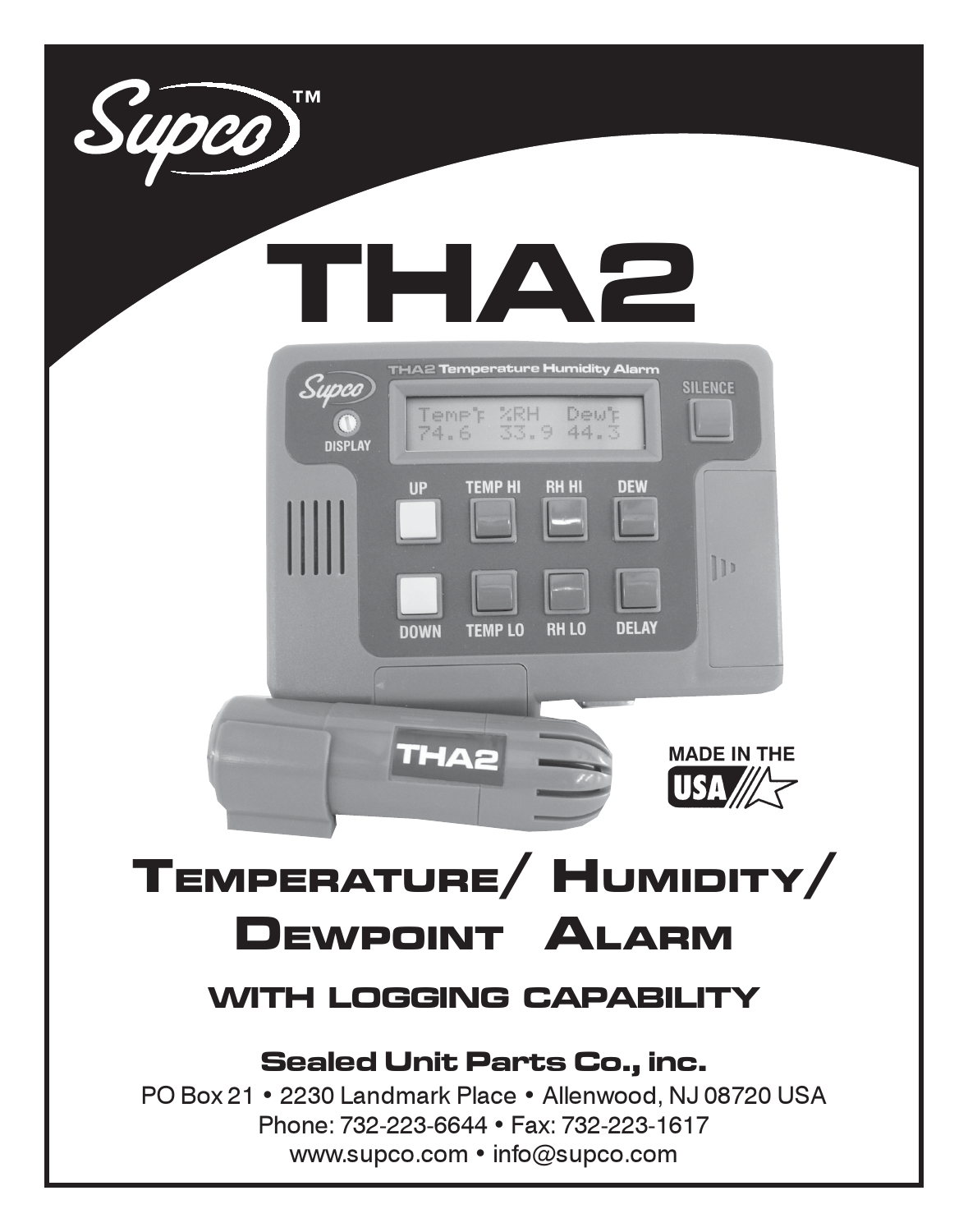Supco™

# THA2

# Temperature/ Humidity/ Dewpoint Alarm

## WITH LOGGING CAPABILITY

MADE IN THE USA

**Sealed Unit Parts Co., inc.**

PO Box 21 • 2230 Landmark Place • Allenwood, NJ 08720 USA

Phone: 732-223-6644 • Fax: 732-223-1617

www.supco.com • info@supco.com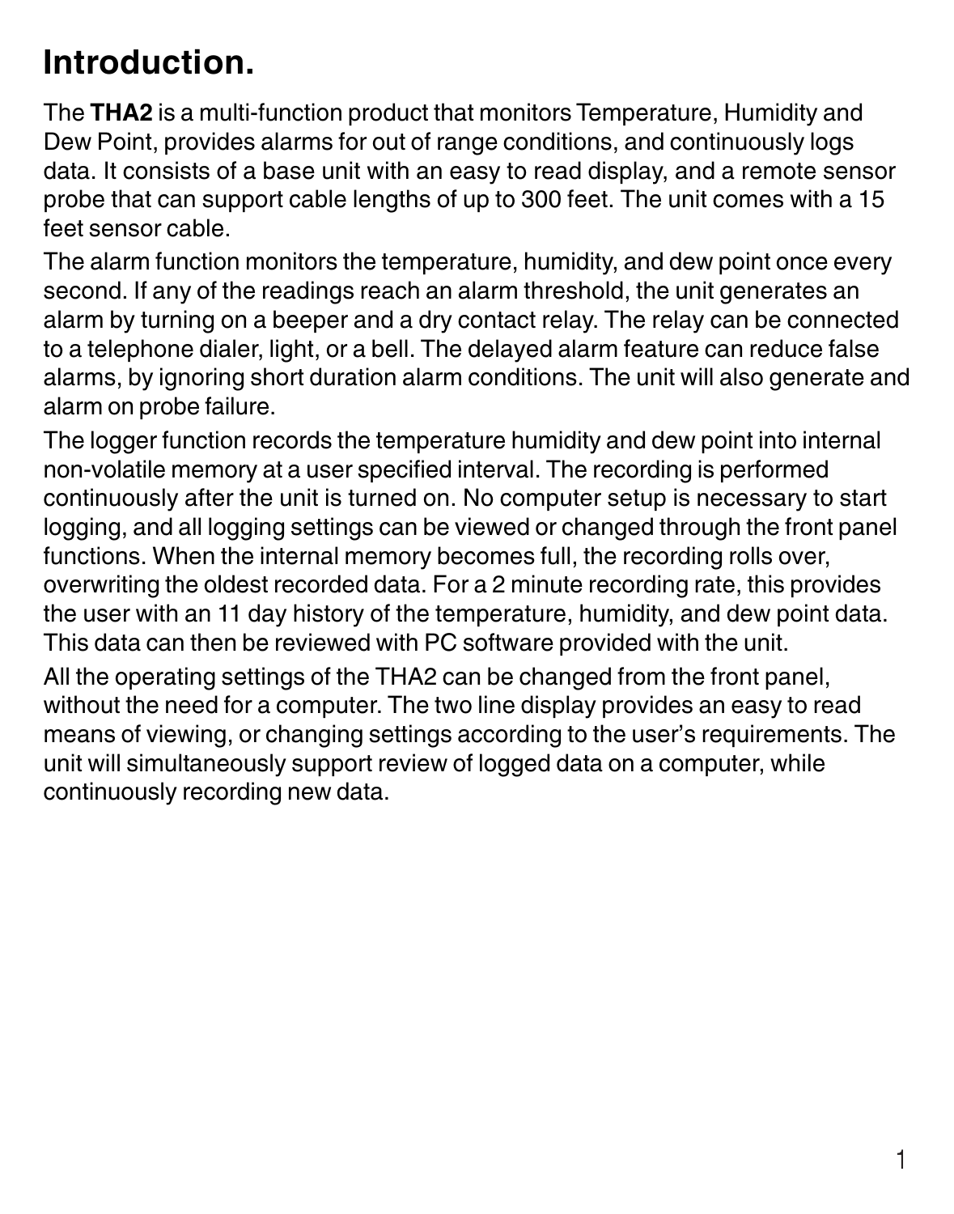# Introduction.

The **THA2** is a multi-function product that monitors Temperature, Humidity and Dew Point, provides alarms for out of range conditions, and continuously logs data. It consists of a base unit with an easy to read display, and a remote sensor probe that can support cable lengths of up to 300 feet. The unit comes with a 15 feet sensor cable.

The alarm function monitors the temperature, humidity, and dew point once every second. If any of the readings reach an alarm threshold, the unit generates an alarm by turning on a beeper and a dry contact relay. The relay can be connected to a telephone dialer, light, or a bell. The delayed alarm feature can reduce false alarms, by ignoring short duration alarm conditions. The unit will also generate and alarm on probe failure.

The logger function records the temperature humidity and dew point into internal non-volatile memory at a user specified interval. The recording is performed continuously after the unit is turned on. No computer setup is necessary to start logging, and all logging settings can be viewed or changed through the front panel functions. When the internal memory becomes full, the recording rolls over, overwriting the oldest recorded data. For a 2 minute recording rate, this provides the user with an 11 day history of the temperature, humidity, and dew point data. This data can then be reviewed with PC software provided with the unit.

All the operating settings of the THA2 can be changed from the front panel, without the need for a computer. The two line display provides an easy to read means of viewing, or changing settings according to the user's requirements. The unit will simultaneously support review of logged data on a computer, while continuously recording new data.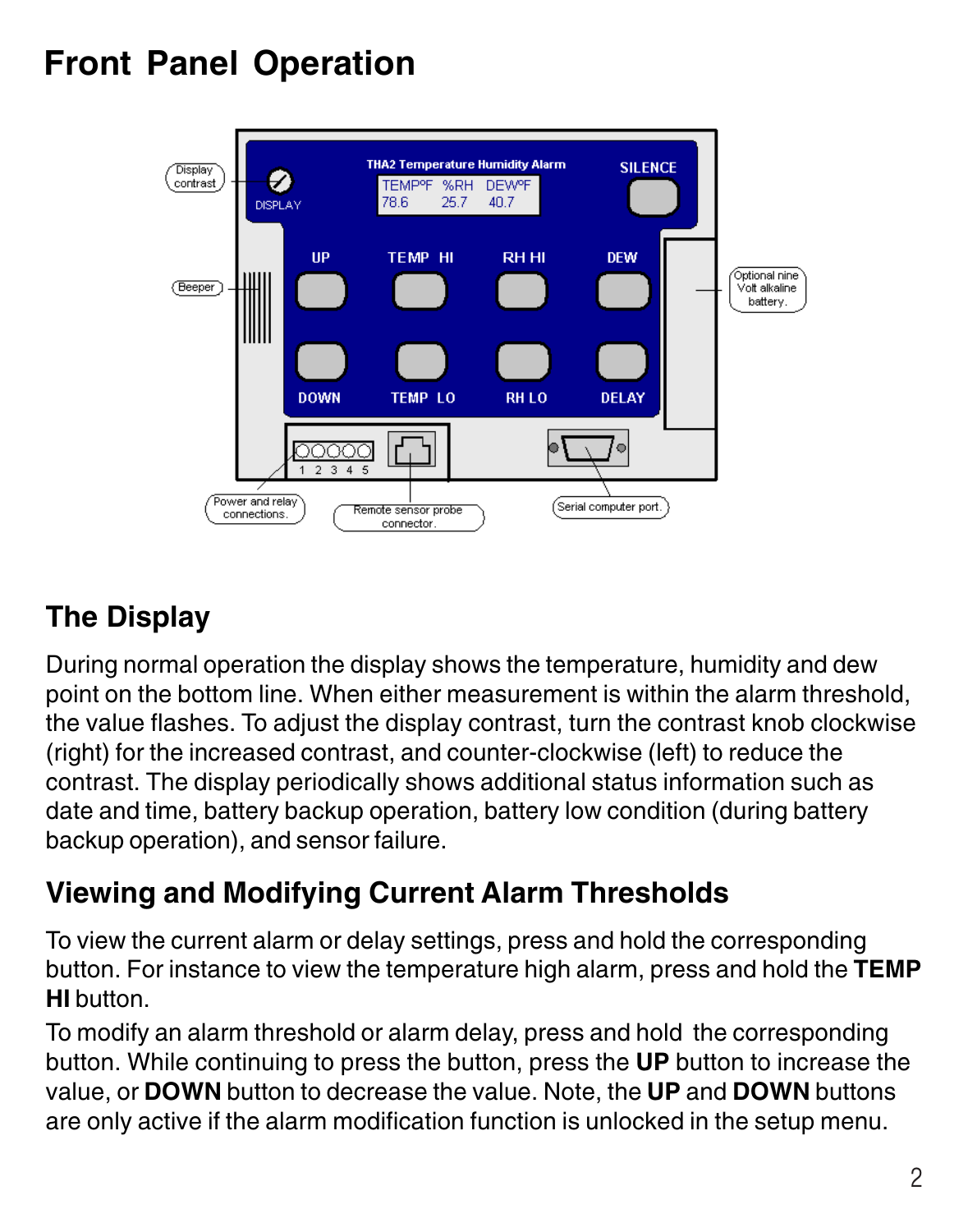# Front Panel Operation

Display contrast

DISPLAY

THA2 Temperature Humidity Alarm

TEMP°F %RH DEW°F
78.6 25.7 40.7

SILENCE

UP TEMP HI RH HI DEW

Beeper

Optional nine Volt alkaline battery.

DOWN TEMP LO RH LO DELAY

1 2 3 4 5

Power and relay connections.

Remote sensor probe connector.

Serial computer port.

## The Display

During normal operation the display shows the temperature, humidity and dew point on the bottom line. When either measurement is within the alarm threshold, the value flashes. To adjust the display contrast, turn the contrast knob clockwise (right) for the increased contrast, and counter-clockwise (left) to reduce the contrast. The display periodically shows additional status information such as date and time, battery backup operation, battery low condition (during battery backup operation), and sensor failure.

## Viewing and Modifying Current Alarm Thresholds

To view the current alarm or delay settings, press and hold the corresponding button. For instance to view the temperature high alarm, press and hold the **TEMP HI** button.

To modify an alarm threshold or alarm delay, press and hold the corresponding button. While continuing to press the button, press the **UP** button to increase the value, or **DOWN** button to decrease the value. Note, the **UP** and **DOWN** buttons are only active if the alarm modification function is unlocked in the setup menu.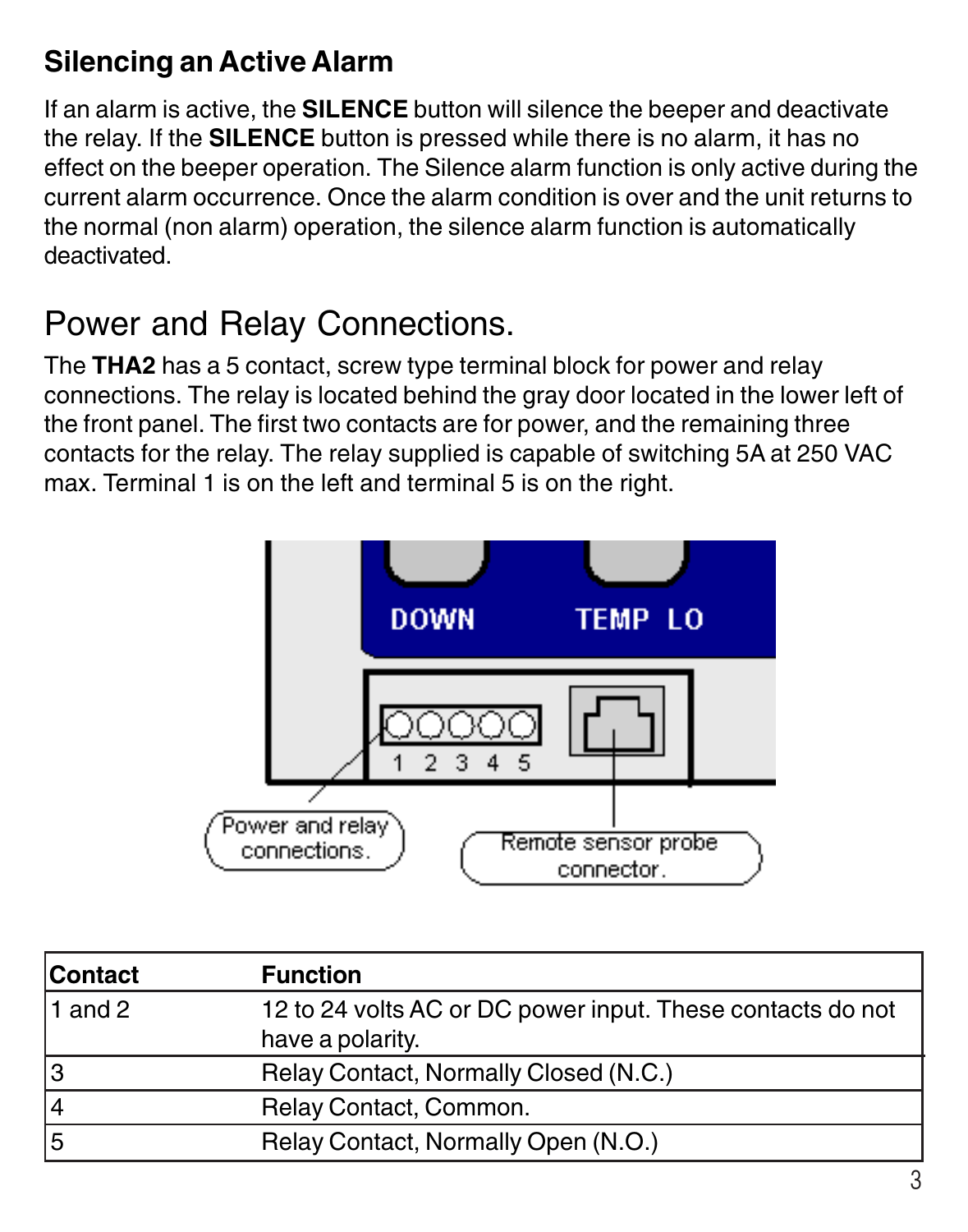## Silencing an Active Alarm

If an alarm is active, the **SILENCE** button will silence the beeper and deactivate the relay. If the **SILENCE** button is pressed while there is no alarm, it has no effect on the beeper operation. The Silence alarm function is only active during the current alarm occurrence. Once the alarm condition is over and the unit returns to the normal (non alarm) operation, the silence alarm function is automatically deactivated.

# Power and Relay Connections.

The **THA2** has a 5 contact, screw type terminal block for power and relay connections. The relay is located behind the gray door located in the lower left of the front panel. The first two contacts are for power, and the remaining three contacts for the relay. The relay supplied is capable of switching 5A at 250 VAC max. Terminal 1 is on the left and terminal 5 is on the right.

DOWN
TEMP LO
1 2 3 4 5
Power and relay connections.
Remote sensor probe connector.

| Contact | Function |
|---|---|
| 1 and 2 | 12 to 24 volts AC or DC power input. These contacts do not have a polarity. |
| 3 | Relay Contact, Normally Closed (N.C.) |
| 4 | Relay Contact, Common. |
| 5 | Relay Contact, Normally Open (N.O.) |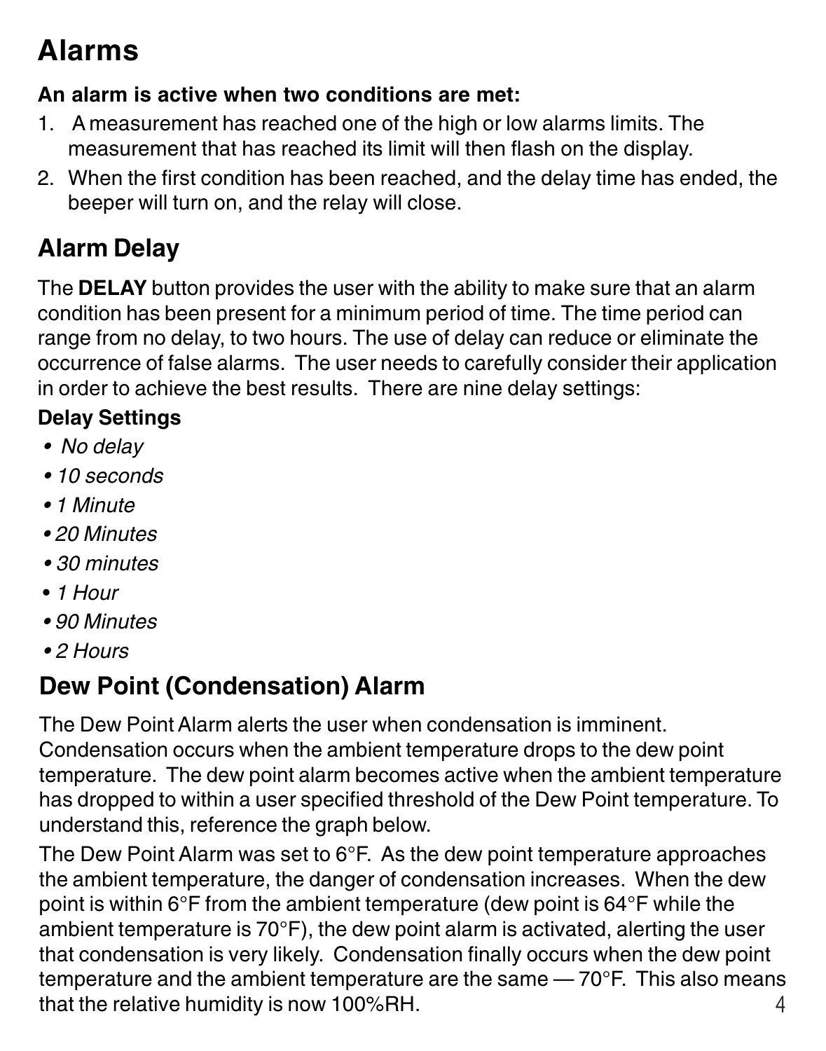# Alarms

**An alarm is active when two conditions are met:**

1. A measurement has reached one of the high or low alarms limits. The measurement that has reached its limit will then flash on the display.
2. When the first condition has been reached, and the delay time has ended, the beeper will turn on, and the relay will close.

## Alarm Delay

The **DELAY** button provides the user with the ability to make sure that an alarm condition has been present for a minimum period of time. The time period can range from no delay, to two hours. The use of delay can reduce or eliminate the occurrence of false alarms. The user needs to carefully consider their application in order to achieve the best results. There are nine delay settings:

**Delay Settings**

- *No delay*
- *10 seconds*
- *1 Minute*
- *20 Minutes*
- *30 minutes*
- *1 Hour*
- *90 Minutes*
- *2 Hours*

## Dew Point (Condensation) Alarm

The Dew Point Alarm alerts the user when condensation is imminent. Condensation occurs when the ambient temperature drops to the dew point temperature. The dew point alarm becomes active when the ambient temperature has dropped to within a user specified threshold of the Dew Point temperature. To understand this, reference the graph below.

The Dew Point Alarm was set to 6°F. As the dew point temperature approaches the ambient temperature, the danger of condensation increases. When the dew point is within 6°F from the ambient temperature (dew point is 64°F while the ambient temperature is 70°F), the dew point alarm is activated, alerting the user that condensation is very likely. Condensation finally occurs when the dew point temperature and the ambient temperature are the same — 70°F. This also means that the relative humidity is now 100%RH.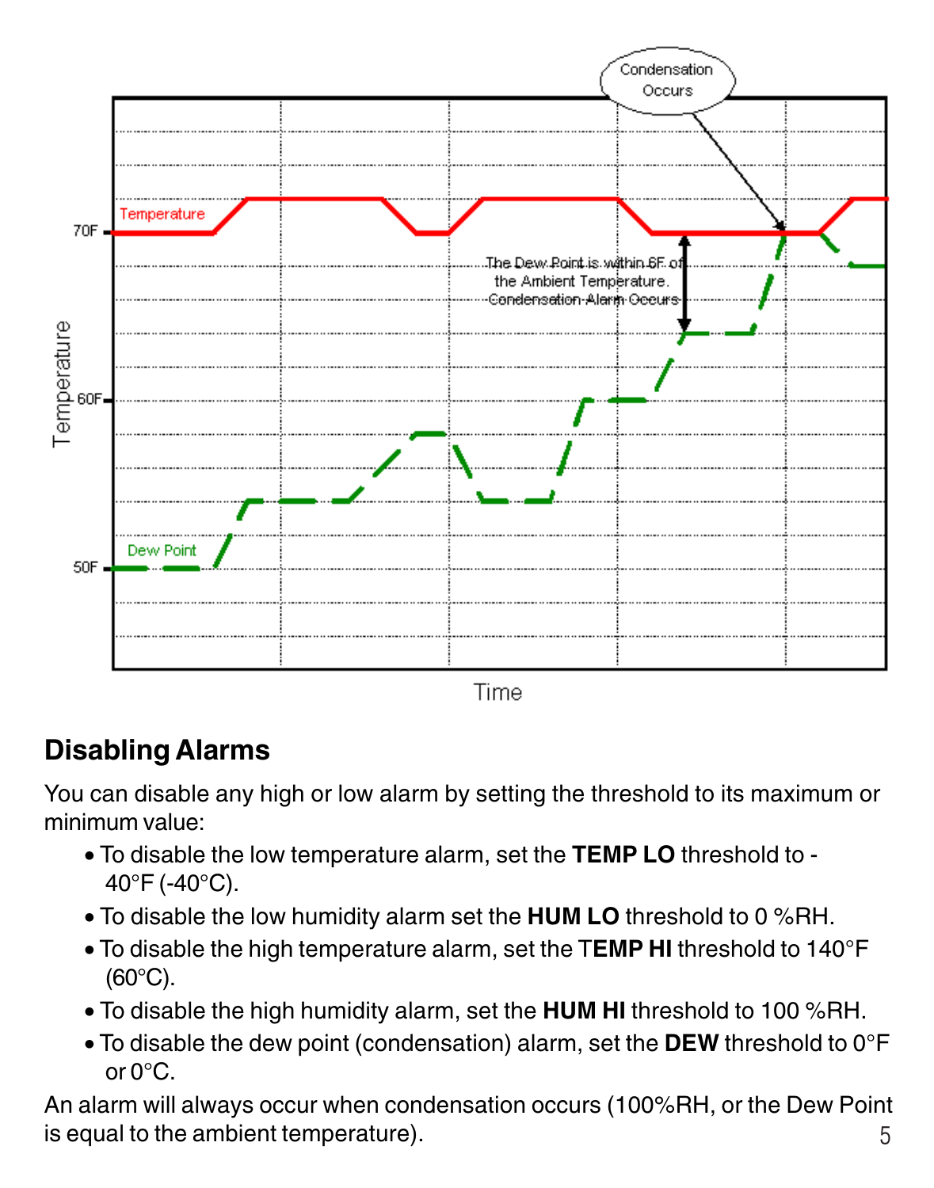Condensation Occurs

Temperature

70F

The Dew Point is within 6F of the Ambient Temperature. Condensation Alarm Occurs

60F

Dew Point

50F

Temperature

Time

## Disabling Alarms

You can disable any high or low alarm by setting the threshold to its maximum or minimum value:

- To disable the low temperature alarm, set the **TEMP LO** threshold to -40°F (-40°C).
- To disable the low humidity alarm set the **HUM LO** threshold to 0 %RH.
- To disable the high temperature alarm, set the T**EMP HI** threshold to 140°F (60°C).
- To disable the high humidity alarm, set the **HUM HI** threshold to 100 %RH.
- To disable the dew point (condensation) alarm, set the **DEW** threshold to 0°F or 0°C.

An alarm will always occur when condensation occurs (100%RH, or the Dew Point is equal to the ambient temperature).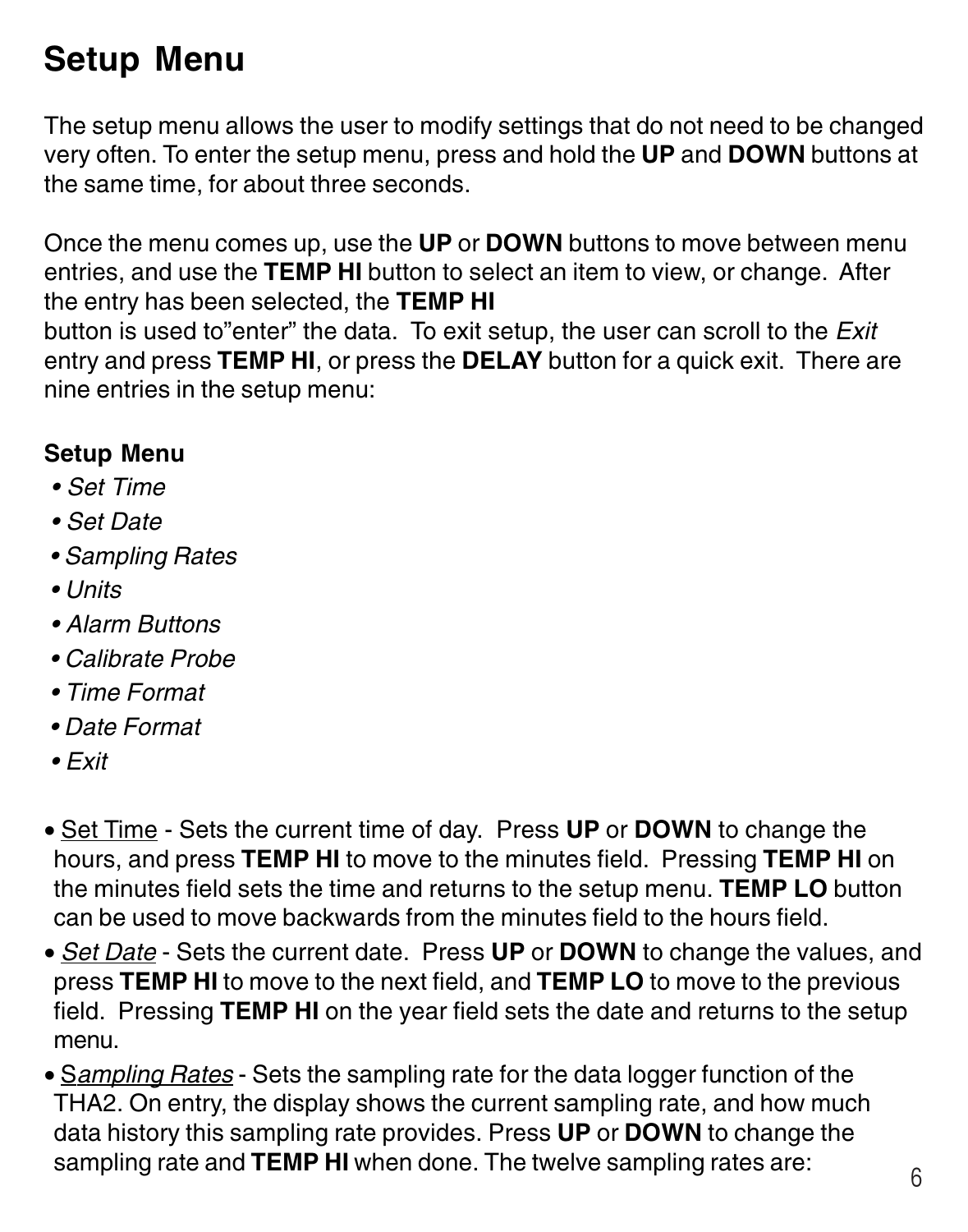# Setup Menu

The setup menu allows the user to modify settings that do not need to be changed very often. To enter the setup menu, press and hold the **UP** and **DOWN** buttons at the same time, for about three seconds.

Once the menu comes up, use the **UP** or **DOWN** buttons to move between menu entries, and use the **TEMP HI** button to select an item to view, or change. After the entry has been selected, the **TEMP HI**
button is used to"enter" the data. To exit setup, the user can scroll to the *Exit* entry and press **TEMP HI**, or press the **DELAY** button for a quick exit. There are nine entries in the setup menu:

**Setup Menu**

- *Set Time*
- *Set Date*
- *Sampling Rates*
- *Units*
- *Alarm Buttons*
- *Calibrate Probe*
- *Time Format*
- *Date Format*
- *Exit*

- Set Time - Sets the current time of day. Press **UP** or **DOWN** to change the hours, and press **TEMP HI** to move to the minutes field. Pressing **TEMP HI** on the minutes field sets the time and returns to the setup menu. **TEMP LO** button can be used to move backwards from the minutes field to the hours field.
- *Set Date* - Sets the current date. Press **UP** or **DOWN** to change the values, and press **TEMP HI** to move to the next field, and **TEMP LO** to move to the previous field. Pressing **TEMP HI** on the year field sets the date and returns to the setup menu.
- *Sampling Rates* - Sets the sampling rate for the data logger function of the THA2. On entry, the display shows the current sampling rate, and how much data history this sampling rate provides. Press **UP** or **DOWN** to change the sampling rate and **TEMP HI** when done. The twelve sampling rates are: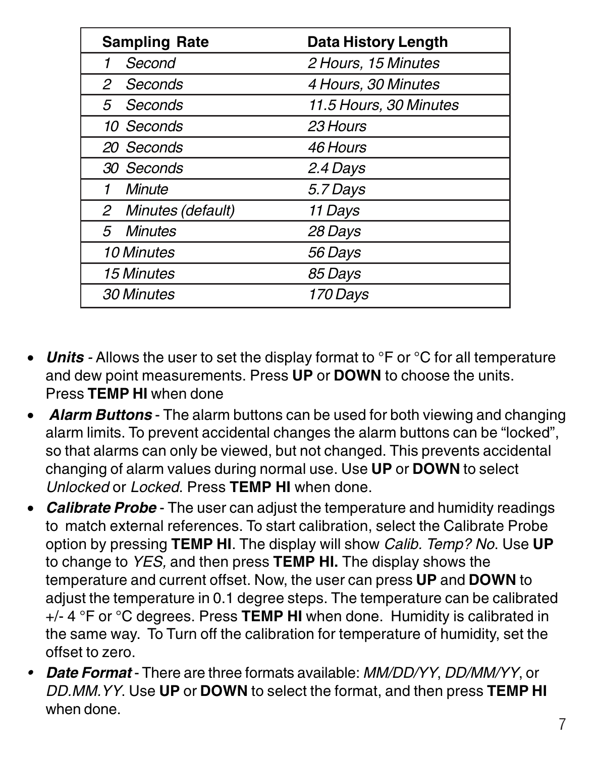| Sampling Rate | Data History Length |
| --- | --- |
| *1 Second* | *2 Hours, 15 Minutes* |
| *2 Seconds* | *4 Hours, 30 Minutes* |
| *5 Seconds* | *11.5 Hours, 30 Minutes* |
| *10 Seconds* | *23 Hours* |
| *20 Seconds* | *46 Hours* |
| *30 Seconds* | *2.4 Days* |
| *1 Minute* | *5.7 Days* |
| *2 Minutes (default)* | *11 Days* |
| *5 Minutes* | *28 Days* |
| *10 Minutes* | *56 Days* |
| *15 Minutes* | *85 Days* |
| *30 Minutes* | *170 Days* |

- ***Units*** - Allows the user to set the display format to °F or °C for all temperature and dew point measurements. Press **UP** or **DOWN** to choose the units. Press **TEMP HI** when done
- ***Alarm Buttons*** - The alarm buttons can be used for both viewing and changing alarm limits. To prevent accidental changes the alarm buttons can be "locked", so that alarms can only be viewed, but not changed. This prevents accidental changing of alarm values during normal use. Use **UP** or **DOWN** to select *Unlocked* or *Locked*. Press **TEMP HI** when done.
- ***Calibrate Probe*** - The user can adjust the temperature and humidity readings to match external references. To start calibration, select the Calibrate Probe option by pressing **TEMP HI**. The display will show *Calib. Temp? No*. Use **UP** to change to *YES,* and then press **TEMP HI.** The display shows the temperature and current offset. Now, the user can press **UP** and **DOWN** to adjust the temperature in 0.1 degree steps. The temperature can be calibrated +/- 4 °F or °C degrees. Press **TEMP HI** when done. Humidity is calibrated in the same way. To Turn off the calibration for temperature of humidity, set the offset to zero.
- ***Date Format*** - There are three formats available: *MM/DD/YY*, *DD/MM/YY*, or *DD.MM.YY*. Use **UP** or **DOWN** to select the format, and then press **TEMP HI** when done.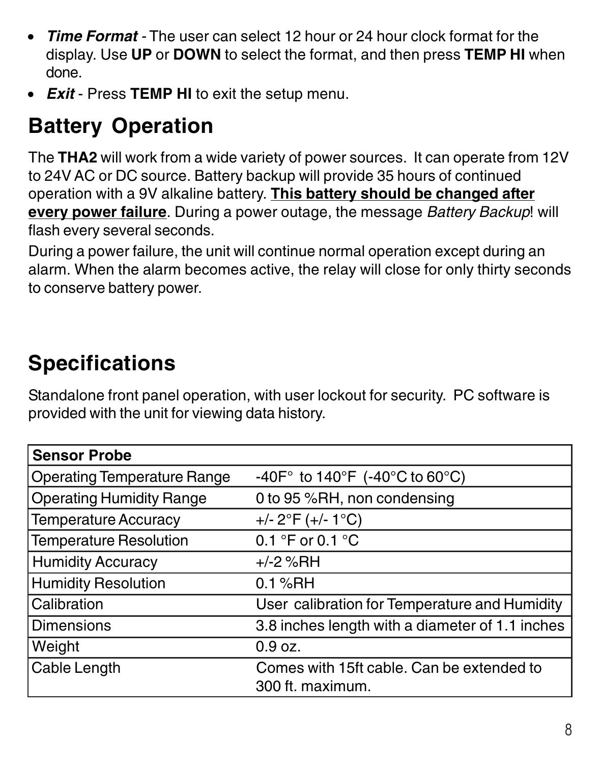- ***Time Format*** - The user can select 12 hour or 24 hour clock format for the display. Use **UP** or **DOWN** to select the format, and then press **TEMP HI** when done.
- ***Exit*** - Press **TEMP HI** to exit the setup menu.

## Battery Operation

The **THA2** will work from a wide variety of power sources. It can operate from 12V to 24V AC or DC source. Battery backup will provide 35 hours of continued operation with a 9V alkaline battery. <u>**This battery should be changed after every power failure**</u>. During a power outage, the message *Battery Backup*! will flash every several seconds.

During a power failure, the unit will continue normal operation except during an alarm. When the alarm becomes active, the relay will close for only thirty seconds to conserve battery power.

## Specifications

Standalone front panel operation, with user lockout for security. PC software is provided with the unit for viewing data history.

| **Sensor Probe** | |
|---|---|
| Operating Temperature Range | -40F° to 140°F (-40°C to 60°C) |
| Operating Humidity Range | 0 to 95 %RH, non condensing |
| Temperature Accuracy | +/- 2°F (+/- 1°C) |
| Temperature Resolution | 0.1 °F or 0.1 °C |
| Humidity Accuracy | +/-2 %RH |
| Humidity Resolution | 0.1 %RH |
| Calibration | User calibration for Temperature and Humidity |
| Dimensions | 3.8 inches length with a diameter of 1.1 inches |
| Weight | 0.9 oz. |
| Cable Length | Comes with 15ft cable. Can be extended to 300 ft. maximum. |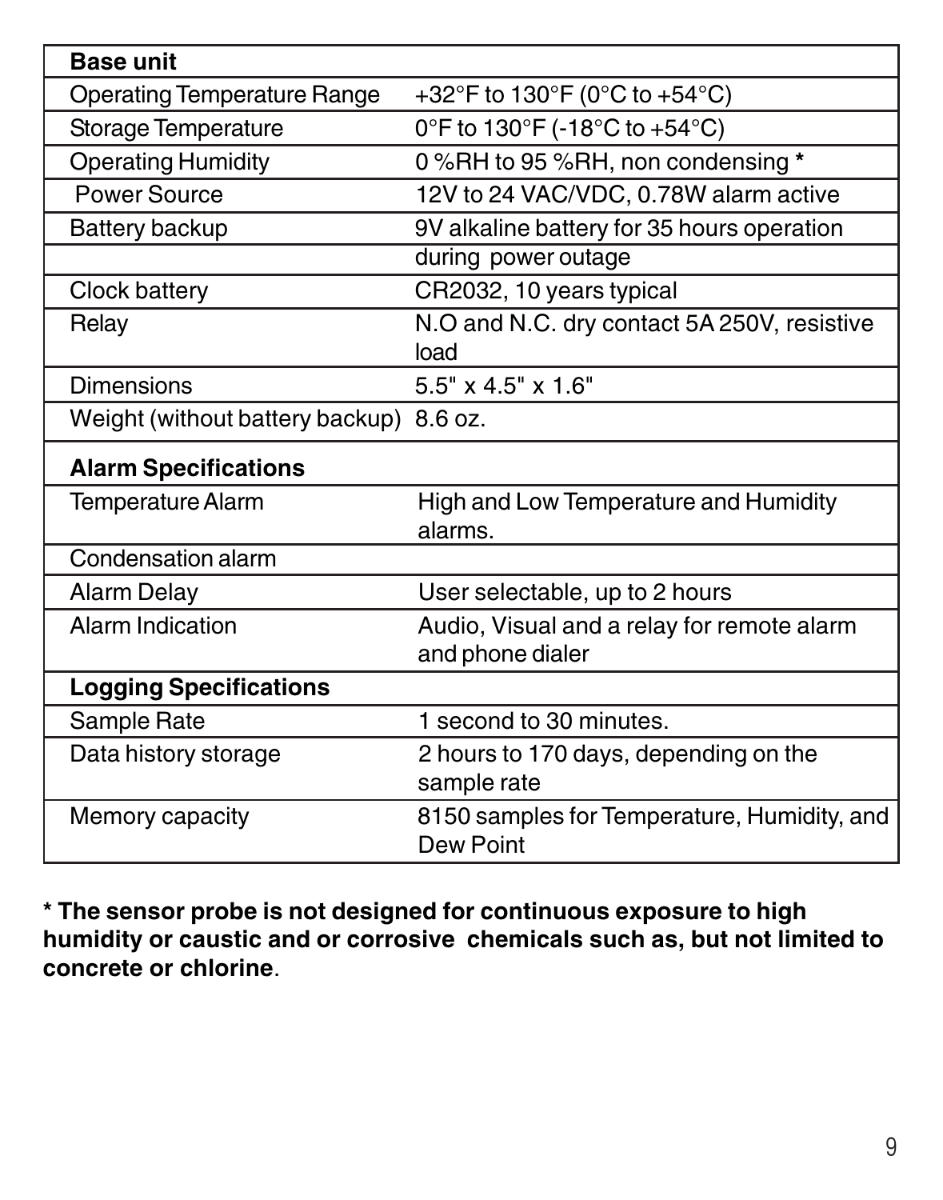| | |
|---|---|
| **Base unit** | |
| Operating Temperature Range | +32°F to 130°F (0°C to +54°C) |
| Storage Temperature | 0°F to 130°F (-18°C to +54°C) |
| Operating Humidity | 0 %RH to 95 %RH, non condensing * |
| Power Source | 12V to 24 VAC/VDC, 0.78W alarm active |
| Battery backup | 9V alkaline battery for 35 hours operation during power outage |
| Clock battery | CR2032, 10 years typical |
| Relay | N.O and N.C. dry contact 5A 250V, resistive load |
| Dimensions | 5.5" x 4.5" x 1.6" |
| Weight (without battery backup) | 8.6 oz. |
| **Alarm Specifications** | |
| Temperature Alarm | High and Low Temperature and Humidity alarms. |
| Condensation alarm | |
| Alarm Delay | User selectable, up to 2 hours |
| Alarm Indication | Audio, Visual and a relay for remote alarm and phone dialer |
| **Logging Specifications** | |
| Sample Rate | 1 second to 30 minutes. |
| Data history storage | 2 hours to 170 days, depending on the sample rate |
| Memory capacity | 8150 samples for Temperature, Humidity, and Dew Point |

**\* The sensor probe is not designed for continuous exposure to high humidity or caustic and or corrosive chemicals such as, but not limited to concrete or chlorine**.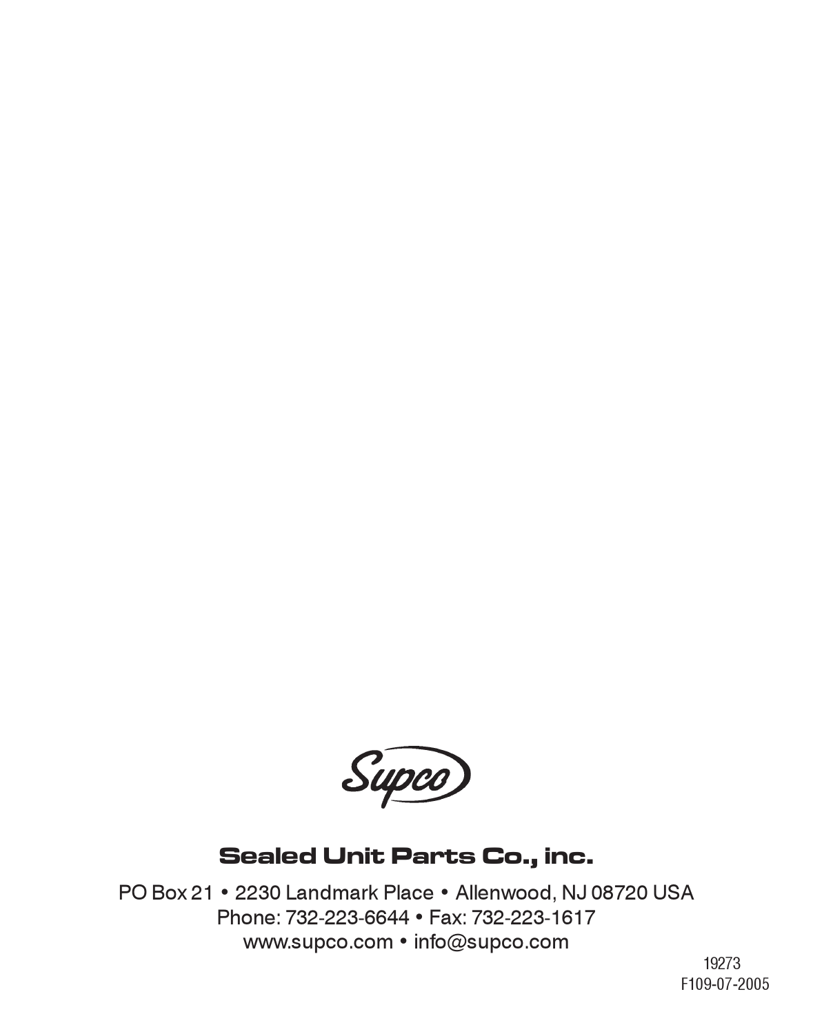Supco

**Sealed Unit Parts Co., inc.**

PO Box 21 • 2230 Landmark Place • Allenwood, NJ 08720 USA
Phone: 732-223-6644 • Fax: 732-223-1617
www.supco.com • info@supco.com

19273
F109-07-2005